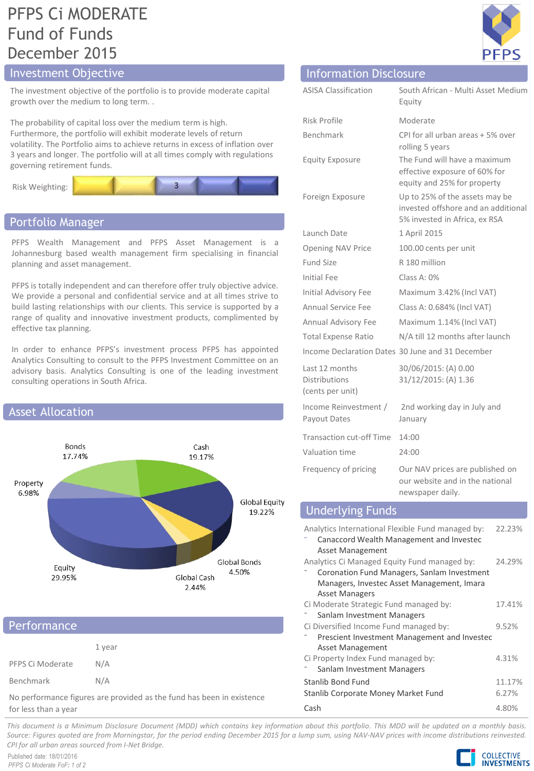# PFPS Ci MODERATE Fund of Funds

December 2015

## Investment Objective

The investment objective of the portfolio is to provide moderate capital growth over the medium to long term. .

The probability of capital loss over the medium term is high. Furthermore, the portfolio will exhibit moderate levels of return volatility. The Portfolio aims to achieve returns in excess of inflation over 3 years and longer. The portfolio will at all times comply with regulations governing retirement funds.

Risk Weighting: 3

## Portfolio Manager

PFPS Wealth Management and PFPS Asset Management is a Johannesburg based wealth management firm specialising in financial planning and asset management.

PFPS is totally independent and can therefore offer truly objective advice. We provide a personal and confidential service and at all times strive to build lasting relationships with our clients. This service is supported by a range of quality and innovative investment products, complimented by effective tax planning.

In order to enhance PFPS's investment process PFPS has appointed Analytics Consulting to consult to the PFPS Investment Committee on an advisory basis. Analytics Consulting is one of the leading investment consulting operations in South Africa.

## Asset Allocation

| Asset Class | Allocation |
|---|---|
| Bonds | 17.74% |
| Cash | 19.17% |
| Property | 6.98% |
| Global Equity | 19.22% |
| Equity | 29.95% |
| Global Bonds | 4.50% |
| Global Cash | 2.44% |

## Performance

| | 1 year |
|---|---|
| PFPS Ci Moderate | N/A |
| Benchmark | N/A |

No performance figures are provided as the fund has been in existence for less than a year

## Information Disclosure

| | |
|---|---|
| ASISA Classification | South African - Multi Asset Medium Equity |
| Risk Profile | Moderate |
| Benchmark | CPI for all urban areas + 5% over rolling 5 years |
| Equity Exposure | The Fund will have a maximum effective exposure of 60% for equity and 25% for property |
| Foreign Exposure | Up to 25% of the assets may be invested offshore and an additional 5% invested in Africa, ex RSA |
| Launch Date | 1 April 2015 |
| Opening NAV Price | 100.00 cents per unit |
| Fund Size | R 180 million |
| Initial Fee | Class A: 0% |
| Initial Advisory Fee | Maximum 3.42% (Incl VAT) |
| Annual Service Fee | Class A: 0.684% (Incl VAT) |
| Annual Advisory Fee | Maximum 1.14% (Incl VAT) |
| Total Expense Ratio | N/A till 12 months after launch |
| Income Declaration Dates | 30 June and 31 December |
| Last 12 months Distributions (cents per unit) | 30/06/2015: (A) 0.00<br>31/12/2015: (A) 1.36 |
| Income Reinvestment / Payout Dates | 2nd working day in July and January |
| Transaction cut-off Time | 14:00 |
| Valuation time | 24:00 |
| Frequency of pricing | Our NAV prices are published on our website and in the national newspaper daily. |

## Underlying Funds

| Fund | Weight |
|---|---|
| Analytics International Flexible Fund managed by:<br>- Canaccord Wealth Management and Investec Asset Management | 22.23% |
| Analytics Ci Managed Equity Fund managed by:<br>- Coronation Fund Managers, Sanlam Investment Managers, Investec Asset Management, Imara Asset Managers | 24.29% |
| Ci Moderate Strategic Fund managed by:<br>- Sanlam Investment Managers | 17.41% |
| Ci Diversified Income Fund managed by:<br>- Prescient Investment Management and Investec Asset Management | 9.52% |
| Ci Property Index Fund managed by:<br>- Sanlam Investment Managers | 4.31% |
| Stanlib Bond Fund | 11.17% |
| Stanlib Corporate Money Market Fund | 6.27% |
| Cash | 4.80% |

*This document is a Minimum Disclosure Document (MDD) which contains key information about this portfolio. This MDD will be updated on a monthly basis. Source: Figures quoted are from Morningstar, for the period ending December 2015 for a lump sum, using NAV-NAV prices with income distributions reinvested. CPI for all urban areas sourced from I-Net Bridge.*

Published date: 18/01/2016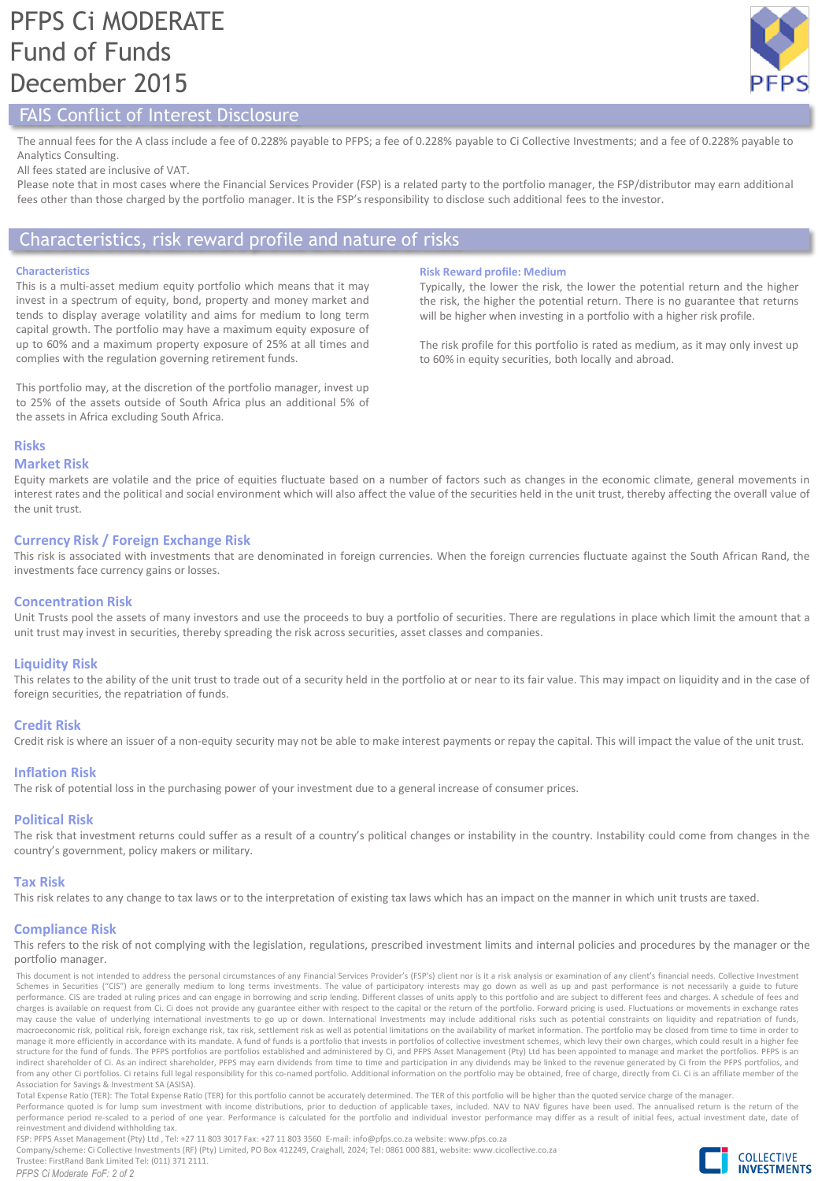# PFPS Ci MODERATE Fund of Funds December 2015

## FAIS Conflict of Interest Disclosure

The annual fees for the A class include a fee of 0.228% payable to PFPS; a fee of 0.228% payable to Ci Collective Investments; and a fee of 0.228% payable to Analytics Consulting.

All fees stated are inclusive of VAT.

Please note that in most cases where the Financial Services Provider (FSP) is a related party to the portfolio manager, the FSP/distributor may earn additional fees other than those charged by the portfolio manager. It is the FSP's responsibility to disclose such additional fees to the investor.

## Characteristics, risk reward profile and nature of risks

### Characteristics

This is a multi-asset medium equity portfolio which means that it may invest in a spectrum of equity, bond, property and money market and tends to display average volatility and aims for medium to long term capital growth. The portfolio may have a maximum equity exposure of up to 60% and a maximum property exposure of 25% at all times and complies with the regulation governing retirement funds.

This portfolio may, at the discretion of the portfolio manager, invest up to 25% of the assets outside of South Africa plus an additional 5% of the assets in Africa excluding South Africa.

### Risk Reward profile: Medium

Typically, the lower the risk, the lower the potential return and the higher the risk, the higher the potential return. There is no guarantee that returns will be higher when investing in a portfolio with a higher risk profile.

The risk profile for this portfolio is rated as medium, as it may only invest up to 60% in equity securities, both locally and abroad.

### Risks

#### Market Risk

Equity markets are volatile and the price of equities fluctuate based on a number of factors such as changes in the economic climate, general movements in interest rates and the political and social environment which will also affect the value of the securities held in the unit trust, thereby affecting the overall value of the unit trust.

#### Currency Risk / Foreign Exchange Risk

This risk is associated with investments that are denominated in foreign currencies. When the foreign currencies fluctuate against the South African Rand, the investments face currency gains or losses.

#### Concentration Risk

Unit Trusts pool the assets of many investors and use the proceeds to buy a portfolio of securities. There are regulations in place which limit the amount that a unit trust may invest in securities, thereby spreading the risk across securities, asset classes and companies.

#### Liquidity Risk

This relates to the ability of the unit trust to trade out of a security held in the portfolio at or near to its fair value. This may impact on liquidity and in the case of foreign securities, the repatriation of funds.

#### Credit Risk

Credit risk is where an issuer of a non-equity security may not be able to make interest payments or repay the capital. This will impact the value of the unit trust.

#### Inflation Risk

The risk of potential loss in the purchasing power of your investment due to a general increase of consumer prices.

#### Political Risk

The risk that investment returns could suffer as a result of a country's political changes or instability in the country. Instability could come from changes in the country's government, policy makers or military.

#### Tax Risk

This risk relates to any change to tax laws or to the interpretation of existing tax laws which has an impact on the manner in which unit trusts are taxed.

#### Compliance Risk

This refers to the risk of not complying with the legislation, regulations, prescribed investment limits and internal policies and procedures by the manager or the portfolio manager.

This document is not intended to address the personal circumstances of any Financial Services Provider's (FSP's) client nor is it a risk analysis or examination of any client's financial needs. Collective Investment Schemes in Securities ("CIS") are generally medium to long terms investments. The value of participatory interests may go down as well as up and past performance is not necessarily a guide to future performance. CIS are traded at ruling prices and can engage in borrowing and scrip lending. Different classes of units apply to this portfolio and are subject to different fees and charges. A schedule of fees and charges is available on request from Ci. Ci does not provide any guarantee either with respect to the capital or the return of the portfolio. Forward pricing is used. Fluctuations or movements in exchange rates may cause the value of underlying international investments to go up or down. International Investments may include additional risks such as potential constraints on liquidity and repatriation of funds, macroeconomic risk, political risk, foreign exchange risk, tax risk, settlement risk as well as potential limitations on the availability of market information. The portfolio may be closed from time to time in order to manage it more efficiently in accordance with its mandate. A fund of funds is a portfolio that invests in portfolios of collective investment schemes, which levy their own charges, which could result in a higher fee structure for the fund of funds. The PFPS portfolios are portfolios established and administered by Ci, and PFPS Asset Management (Pty) Ltd has been appointed to manage and market the portfolios. PFPS is an indirect shareholder of Ci. As an indirect shareholder, PFPS may earn dividends from time to time and participation in any dividends may be linked to the revenue generated by Ci from the PFPS portfolios, and from any other Ci portfolios. Ci retains full legal responsibility for this co-named portfolio. Additional information on the portfolio may be obtained, free of charge, directly from Ci. Ci is an affiliate member of the Association for Savings & Investment SA (ASISA).

Total Expense Ratio (TER): The Total Expense Ratio (TER) for this portfolio cannot be accurately determined. The TER of this portfolio will be higher than the quoted service charge of the manager.

Performance quoted is for lump sum investment with income distributions, prior to deduction of applicable taxes, included. NAV to NAV figures have been used. The annualised return is the return of the performance period re-scaled to a period of one year. Performance is calculated for the portfolio and individual investor performance may differ as a result of initial fees, actual investment date, date of reinvestment and dividend withholding tax.

FSP: PFPS Asset Management (Pty) Ltd , Tel: +27 11 803 3017 Fax: +27 11 803 3560 E-mail: info@pfps.co.za website: www.pfps.co.za

Company/scheme: Ci Collective Investments (RF) (Pty) Limited, PO Box 412249, Craighall, 2024; Tel: 0861 000 881, website: www.cicollective.co.za

Trustee: FirstRand Bank Limited Tel: (011) 371 2111.